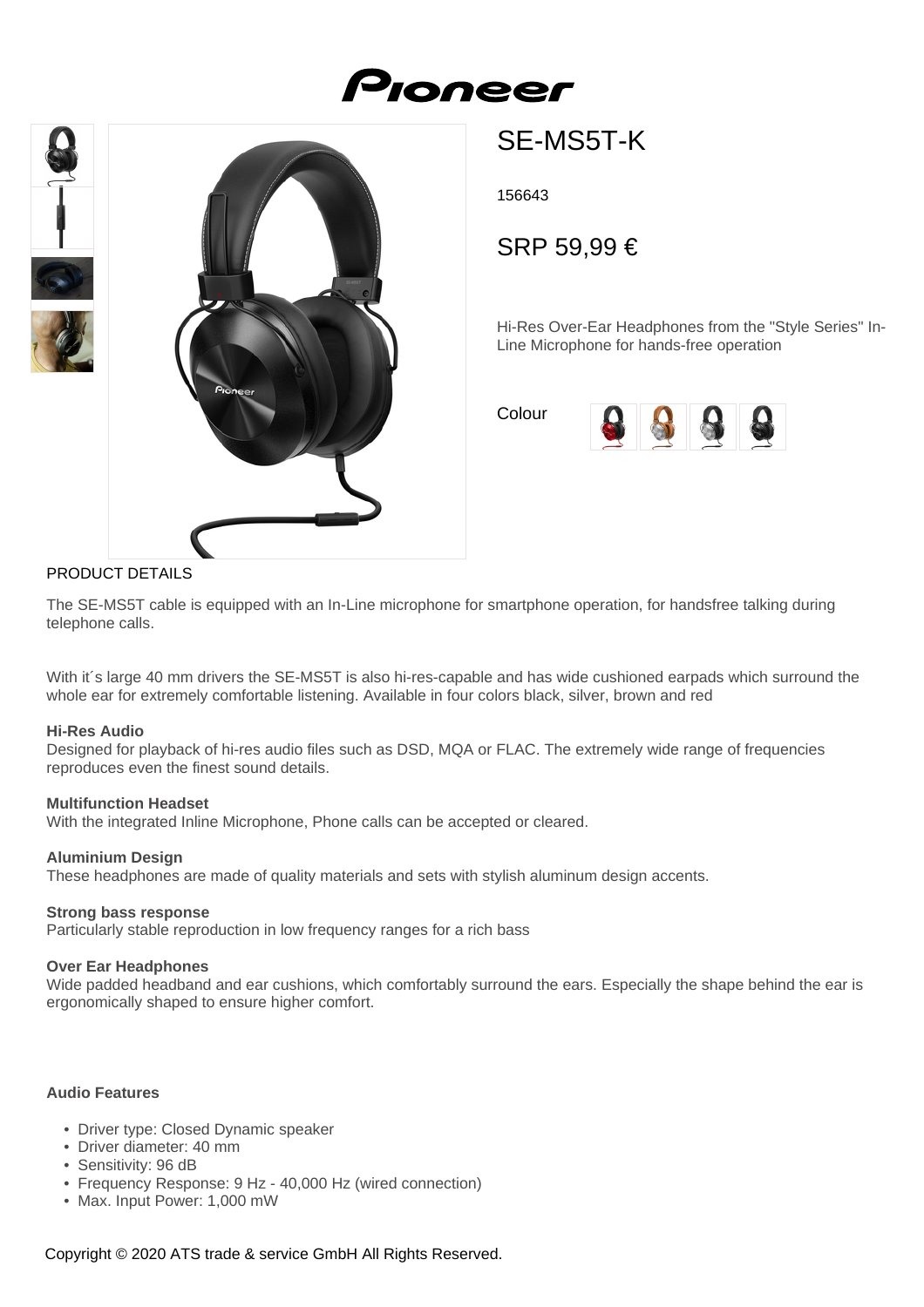# SE-MS5T-K

156643

SRP 59,99 €

Hi-Res Over-Ear Headphones from the "Style Series" In-Line Microphone for hands-free operation

Colour

## PRODUCT DETAILS

The SE-MS5T cable is equipped with an In-Line microphone for smartphone operation, for handsfree talking during telephone calls.

With it´s large 40 mm drivers the SE-MS5T is also hi-res-capable and has wide cushioned earpads which surround the whole ear for extremely comfortable listening. Available in four colors black, silver, brown and red

**Hi-Res Audio**
Designed for playback of hi-res audio files such as DSD, MQA or FLAC. The extremely wide range of frequencies reproduces even the finest sound details.

**Multifunction Headset**
With the integrated Inline Microphone, Phone calls can be accepted or cleared.

**Aluminium Design**
These headphones are made of quality materials and sets with stylish aluminum design accents.

**Strong bass response**
Particularly stable reproduction in low frequency ranges for a rich bass

**Over Ear Headphones**
Wide padded headband and ear cushions, which comfortably surround the ears. Especially the shape behind the ear is ergonomically shaped to ensure higher comfort.

**Audio Features**

- Driver type: Closed Dynamic speaker
- Driver diameter: 40 mm
- Sensitivity: 96 dB
- Frequency Response: 9 Hz - 40,000 Hz (wired connection)
- Max. Input Power: 1,000 mW

Copyright © 2020 ATS trade & service GmbH All Rights Reserved.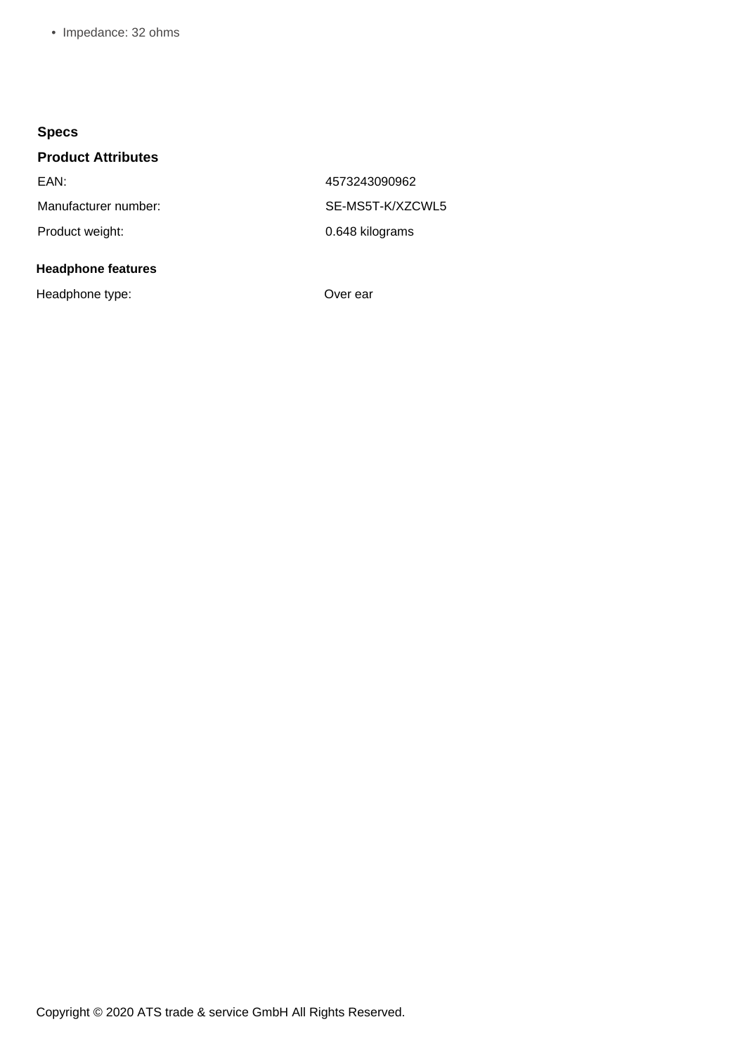- Impedance: 32 ohms

## Specs

### Product Attributes

| | |
|---|---|
| EAN: | 4573243090962 |
| Manufacturer number: | SE-MS5T-K/XZCWL5 |
| Product weight: | 0.648 kilograms |

### Headphone features

| | |
|---|---|
| Headphone type: | Over ear |

Copyright © 2020 ATS trade & service GmbH All Rights Reserved.